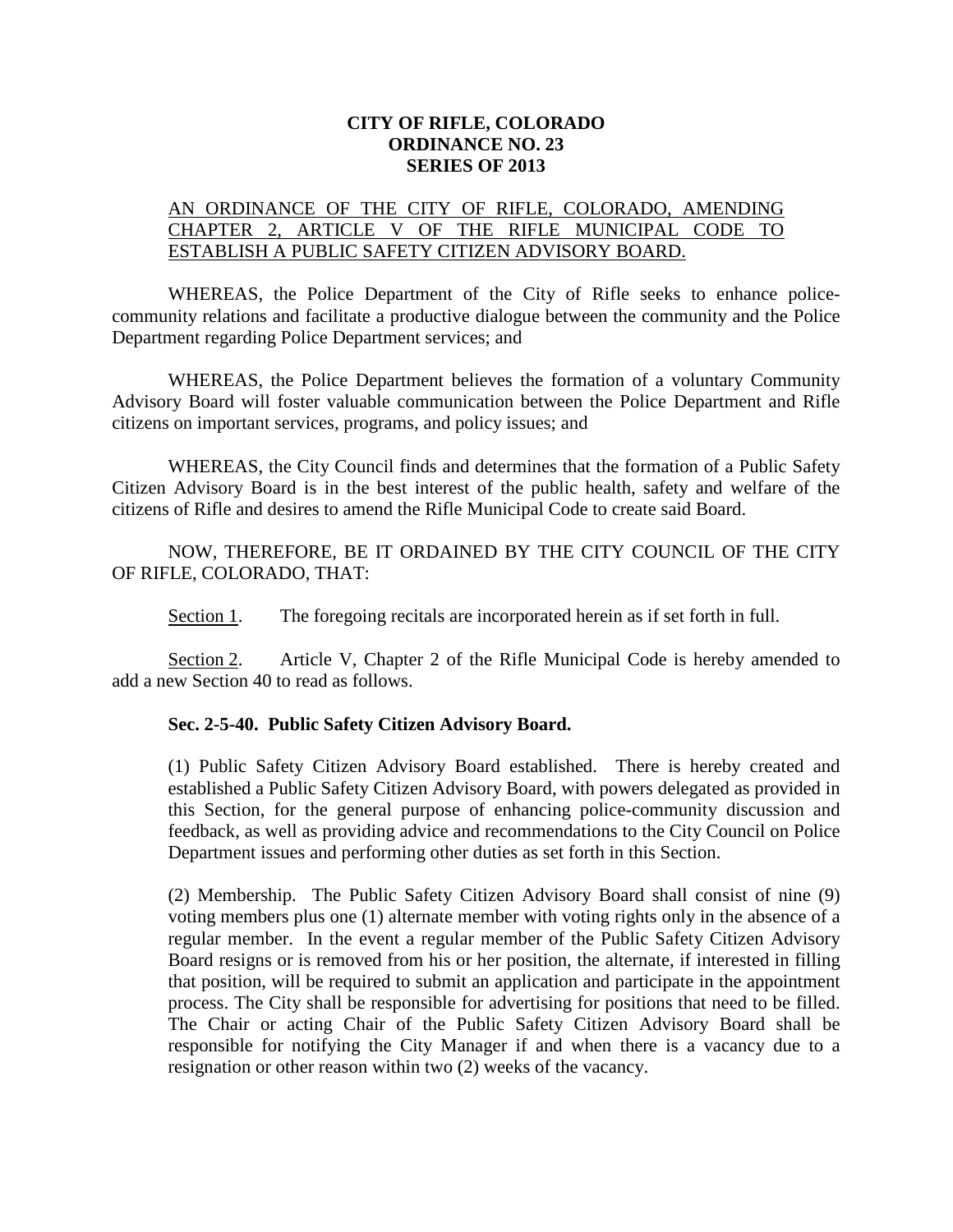**CITY OF RIFLE, COLORADO**
**ORDINANCE NO. 23**
**SERIES OF 2013**

AN ORDINANCE OF THE CITY OF RIFLE, COLORADO, AMENDING CHAPTER 2, ARTICLE V OF THE RIFLE MUNICIPAL CODE TO ESTABLISH A PUBLIC SAFETY CITIZEN ADVISORY BOARD.

WHEREAS, the Police Department of the City of Rifle seeks to enhance police-community relations and facilitate a productive dialogue between the community and the Police Department regarding Police Department services; and

WHEREAS, the Police Department believes the formation of a voluntary Community Advisory Board will foster valuable communication between the Police Department and Rifle citizens on important services, programs, and policy issues; and

WHEREAS, the City Council finds and determines that the formation of a Public Safety Citizen Advisory Board is in the best interest of the public health, safety and welfare of the citizens of Rifle and desires to amend the Rifle Municipal Code to create said Board.

NOW, THEREFORE, BE IT ORDAINED BY THE CITY COUNCIL OF THE CITY OF RIFLE, COLORADO, THAT:

Section 1. The foregoing recitals are incorporated herein as if set forth in full.

Section 2. Article V, Chapter 2 of the Rifle Municipal Code is hereby amended to add a new Section 40 to read as follows.

**Sec. 2-5-40. Public Safety Citizen Advisory Board.**

(1) Public Safety Citizen Advisory Board established. There is hereby created and established a Public Safety Citizen Advisory Board, with powers delegated as provided in this Section, for the general purpose of enhancing police-community discussion and feedback, as well as providing advice and recommendations to the City Council on Police Department issues and performing other duties as set forth in this Section.

(2) Membership. The Public Safety Citizen Advisory Board shall consist of nine (9) voting members plus one (1) alternate member with voting rights only in the absence of a regular member. In the event a regular member of the Public Safety Citizen Advisory Board resigns or is removed from his or her position, the alternate, if interested in filling that position, will be required to submit an application and participate in the appointment process. The City shall be responsible for advertising for positions that need to be filled. The Chair or acting Chair of the Public Safety Citizen Advisory Board shall be responsible for notifying the City Manager if and when there is a vacancy due to a resignation or other reason within two (2) weeks of the vacancy.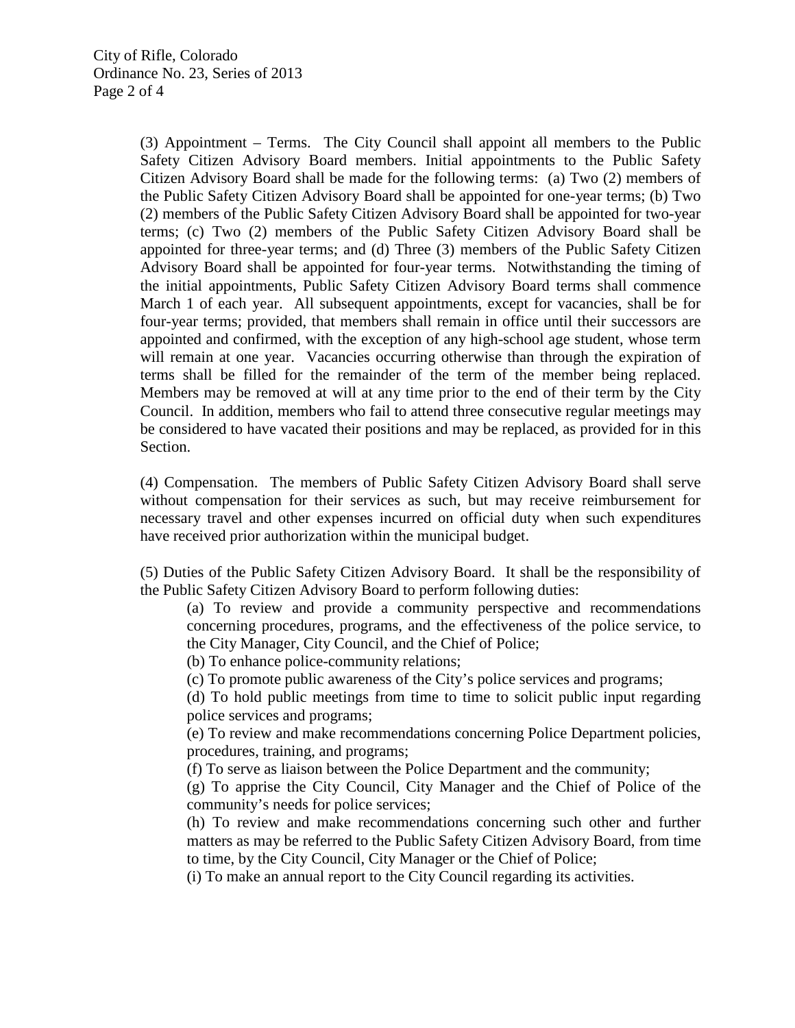(3) Appointment – Terms. The City Council shall appoint all members to the Public Safety Citizen Advisory Board members. Initial appointments to the Public Safety Citizen Advisory Board shall be made for the following terms: (a) Two (2) members of the Public Safety Citizen Advisory Board shall be appointed for one-year terms; (b) Two (2) members of the Public Safety Citizen Advisory Board shall be appointed for two-year terms; (c) Two (2) members of the Public Safety Citizen Advisory Board shall be appointed for three-year terms; and (d) Three (3) members of the Public Safety Citizen Advisory Board shall be appointed for four-year terms. Notwithstanding the timing of the initial appointments, Public Safety Citizen Advisory Board terms shall commence March 1 of each year. All subsequent appointments, except for vacancies, shall be for four-year terms; provided, that members shall remain in office until their successors are appointed and confirmed, with the exception of any high-school age student, whose term will remain at one year. Vacancies occurring otherwise than through the expiration of terms shall be filled for the remainder of the term of the member being replaced. Members may be removed at will at any time prior to the end of their term by the City Council. In addition, members who fail to attend three consecutive regular meetings may be considered to have vacated their positions and may be replaced, as provided for in this Section.

(4) Compensation. The members of Public Safety Citizen Advisory Board shall serve without compensation for their services as such, but may receive reimbursement for necessary travel and other expenses incurred on official duty when such expenditures have received prior authorization within the municipal budget.

(5) Duties of the Public Safety Citizen Advisory Board. It shall be the responsibility of the Public Safety Citizen Advisory Board to perform following duties:

(a) To review and provide a community perspective and recommendations concerning procedures, programs, and the effectiveness of the police service, to the City Manager, City Council, and the Chief of Police;

(b) To enhance police-community relations;

(c) To promote public awareness of the City's police services and programs;

(d) To hold public meetings from time to time to solicit public input regarding police services and programs;

(e) To review and make recommendations concerning Police Department policies, procedures, training, and programs;

(f) To serve as liaison between the Police Department and the community;

(g) To apprise the City Council, City Manager and the Chief of Police of the community's needs for police services;

(h) To review and make recommendations concerning such other and further matters as may be referred to the Public Safety Citizen Advisory Board, from time to time, by the City Council, City Manager or the Chief of Police;

(i) To make an annual report to the City Council regarding its activities.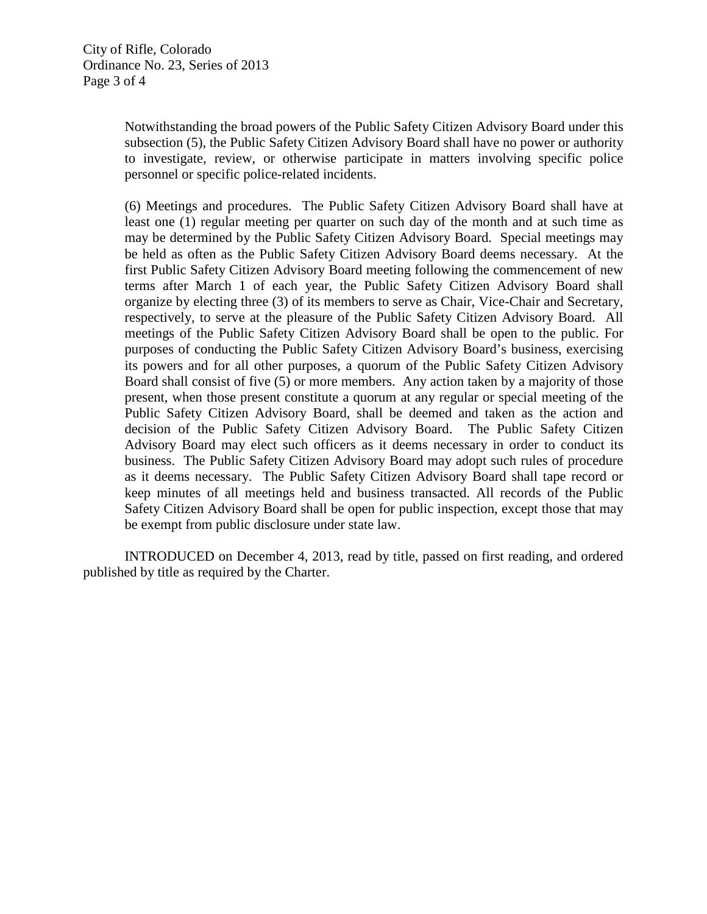Notwithstanding the broad powers of the Public Safety Citizen Advisory Board under this subsection (5), the Public Safety Citizen Advisory Board shall have no power or authority to investigate, review, or otherwise participate in matters involving specific police personnel or specific police-related incidents.

(6) Meetings and procedures. The Public Safety Citizen Advisory Board shall have at least one (1) regular meeting per quarter on such day of the month and at such time as may be determined by the Public Safety Citizen Advisory Board. Special meetings may be held as often as the Public Safety Citizen Advisory Board deems necessary. At the first Public Safety Citizen Advisory Board meeting following the commencement of new terms after March 1 of each year, the Public Safety Citizen Advisory Board shall organize by electing three (3) of its members to serve as Chair, Vice-Chair and Secretary, respectively, to serve at the pleasure of the Public Safety Citizen Advisory Board. All meetings of the Public Safety Citizen Advisory Board shall be open to the public. For purposes of conducting the Public Safety Citizen Advisory Board's business, exercising its powers and for all other purposes, a quorum of the Public Safety Citizen Advisory Board shall consist of five (5) or more members. Any action taken by a majority of those present, when those present constitute a quorum at any regular or special meeting of the Public Safety Citizen Advisory Board, shall be deemed and taken as the action and decision of the Public Safety Citizen Advisory Board. The Public Safety Citizen Advisory Board may elect such officers as it deems necessary in order to conduct its business. The Public Safety Citizen Advisory Board may adopt such rules of procedure as it deems necessary. The Public Safety Citizen Advisory Board shall tape record or keep minutes of all meetings held and business transacted. All records of the Public Safety Citizen Advisory Board shall be open for public inspection, except those that may be exempt from public disclosure under state law.

INTRODUCED on December 4, 2013, read by title, passed on first reading, and ordered published by title as required by the Charter.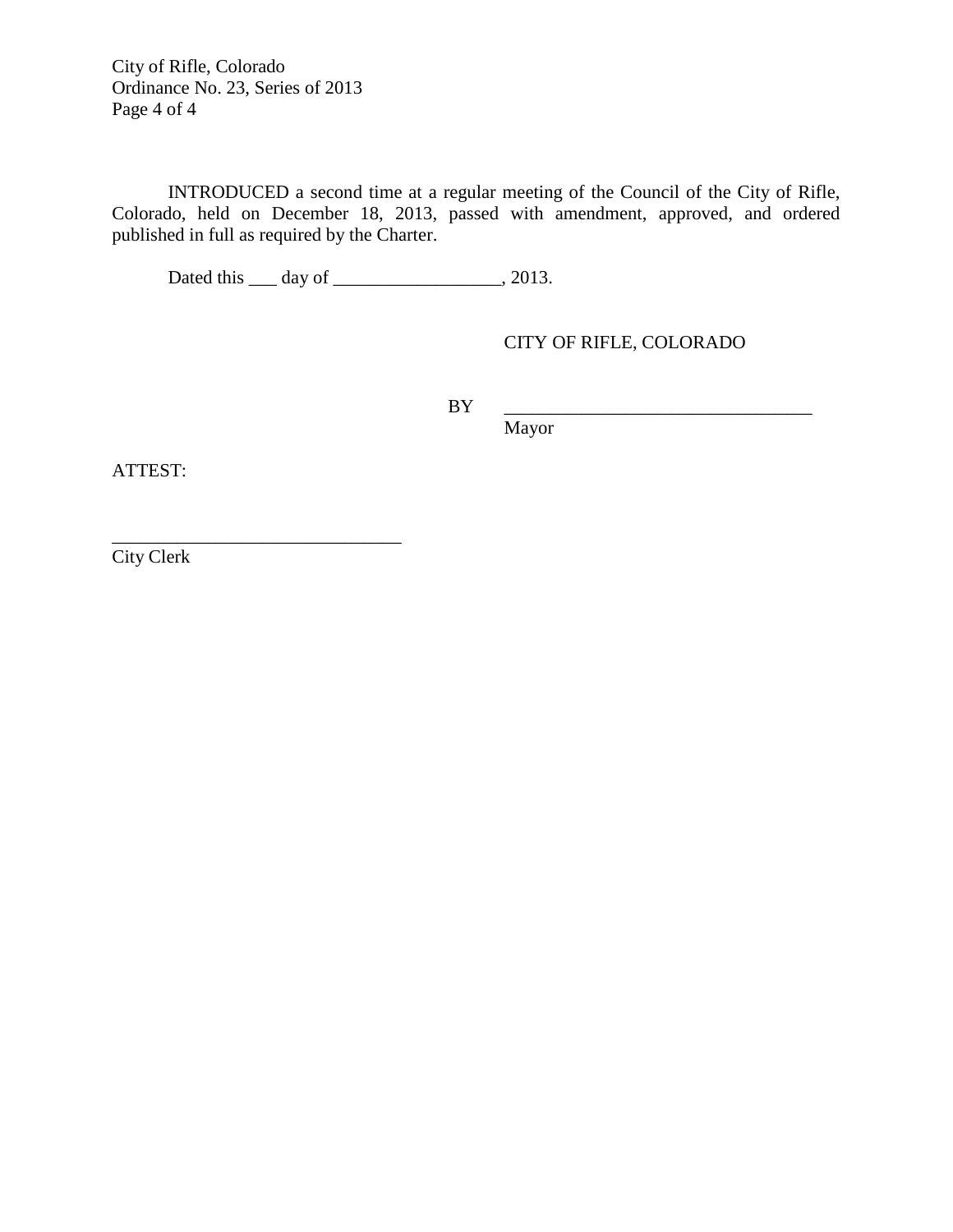INTRODUCED a second time at a regular meeting of the Council of the City of Rifle, Colorado, held on December 18, 2013, passed with amendment, approved, and ordered published in full as required by the Charter.

Dated this ___ day of __________________, 2013.

CITY OF RIFLE, COLORADO

BY __________________________________
Mayor

ATTEST:

________________________________
City Clerk